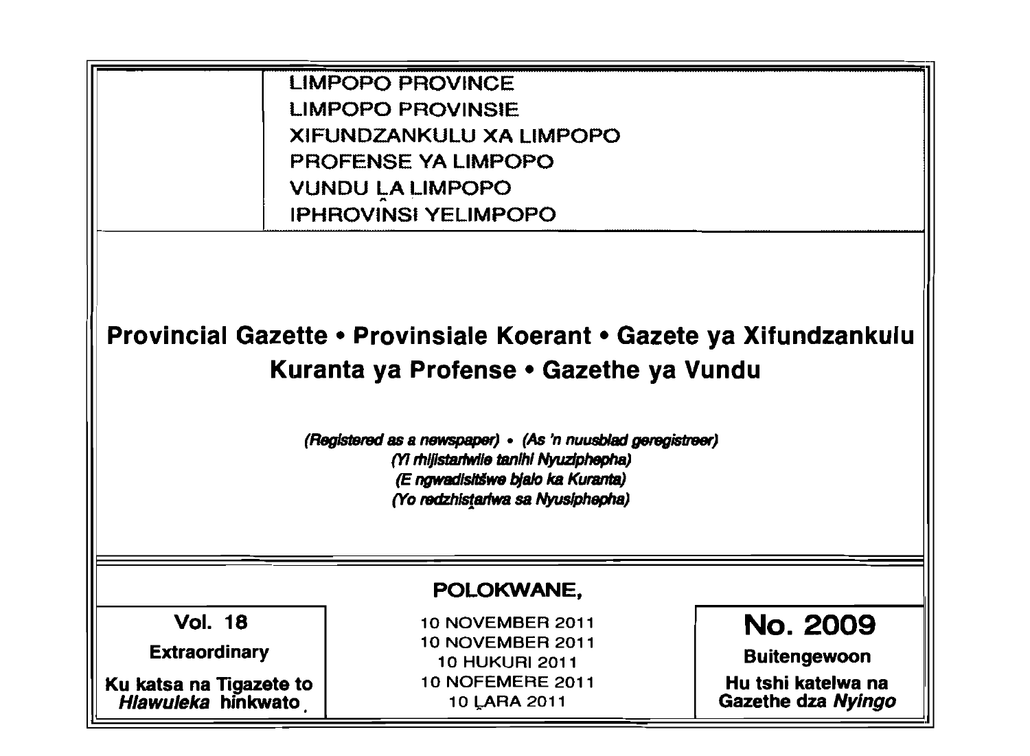LIMPOPO PROVINCE
LIMPOPO PROVINSIE
XIFUNDZANKULU XA LIMPOPO
PROFENSE YA LIMPOPO
VUNDU LA LIMPOPO
IPHROVINSI YELIMPOPO

# Provincial Gazette • Provinsiale Koerant • Gazete ya Xifundzankulu Kuranta ya Profense • Gazethe ya Vundu

*(Registered as a newspaper) • (As 'n nuusblad geregistreer)*
*(Yi rhijistariwile tanihi Nyuziphepha)*
*(E ngwadisitšwe bjalo ka Kuranta)*
*(Yo redzhistariwa sa Nyusiphepha)*

## POLOKWANE,

| Vol. 18 | 10 NOVEMBER 2011 | No. 2009 |
|---|---|---|
| **Extraordinary** | 10 NOVEMBER 2011 | **Buitengewoon** |
| **Ku katsa na Tigazete to *Hlawuleka* hinkwato** | 10 HUKURI 2011 | **Hu tshi katelwa na Gazethe dza *Nyingo*** |
| | 10 NOFEMERE 2011 | |
| | 10 LARA 2011 | |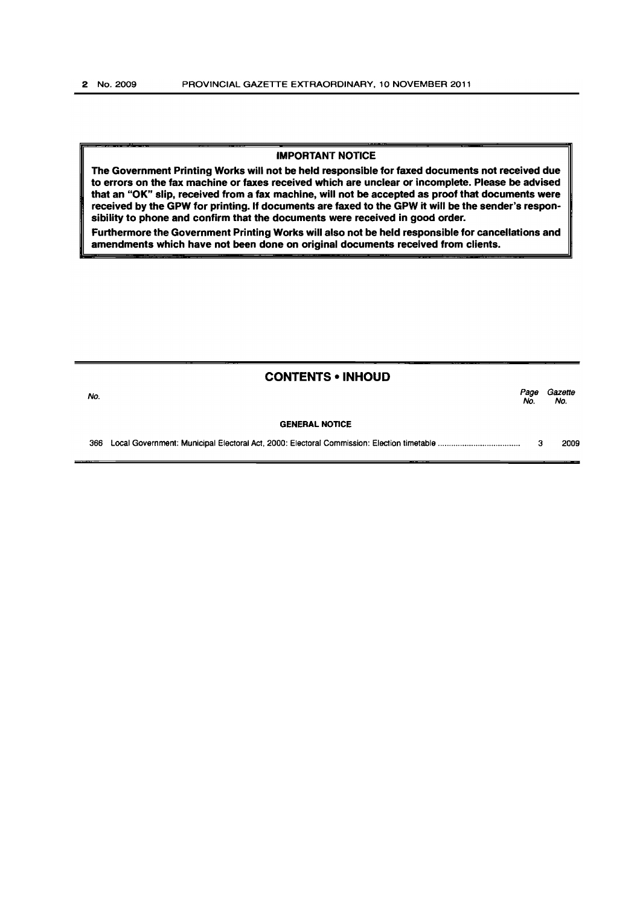## IMPORTANT NOTICE

**The Government Printing Works will not be held responsible for faxed documents not received due to errors on the fax machine or faxes received which are unclear or incomplete. Please be advised that an "OK" slip, received from a fax machine, will not be accepted as proof that documents were received by the GPW for printing. If documents are faxed to the GPW it will be the sender's responsibility to phone and confirm that the documents were received in good order.**

**Furthermore the Government Printing Works will also not be held responsible for cancellations and amendments which have not been done on original documents received from clients.**

## CONTENTS • INHOUD

| *No.* | | *Page No.* | *Gazette No.* |
|---|---|---|---|
| | **GENERAL NOTICE** | | |
| 366 | Local Government: Municipal Electoral Act, 2000: Electoral Commission: Election timetable | 3 | 2009 |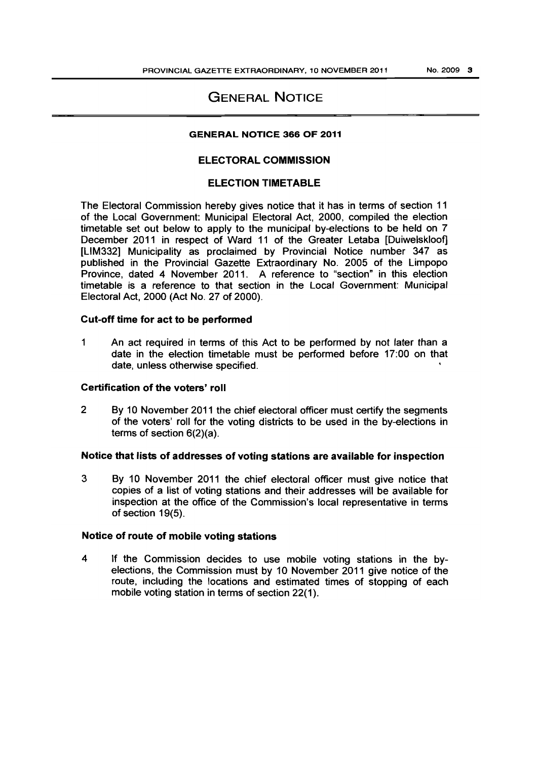# GENERAL NOTICE

## GENERAL NOTICE 366 OF 2011

## ELECTORAL COMMISSION

## ELECTION TIMETABLE

The Electoral Commission hereby gives notice that it has in terms of section 11 of the Local Government: Municipal Electoral Act, 2000, compiled the election timetable set out below to apply to the municipal by-elections to be held on 7 December 2011 in respect of Ward 11 of the Greater Letaba [Duiwelskloof] [LIM332] Municipality as proclaimed by Provincial Notice number 347 as published in the Provincial Gazette Extraordinary No. 2005 of the Limpopo Province, dated 4 November 2011. A reference to "section" in this election timetable is a reference to that section in the Local Government: Municipal Electoral Act, 2000 (Act No. 27 of 2000).

### Cut-off time for act to be performed

1 An act required in terms of this Act to be performed by not later than a date in the election timetable must be performed before 17:00 on that date, unless otherwise specified.

### Certification of the voters' roll

2 By 10 November 2011 the chief electoral officer must certify the segments of the voters' roll for the voting districts to be used in the by-elections in terms of section 6(2)(a).

### Notice that lists of addresses of voting stations are available for inspection

3 By 10 November 2011 the chief electoral officer must give notice that copies of a list of voting stations and their addresses will be available for inspection at the office of the Commission's local representative in terms of section 19(5).

### Notice of route of mobile voting stations

4 If the Commission decides to use mobile voting stations in the by-elections, the Commission must by 10 November 2011 give notice of the route, including the locations and estimated times of stopping of each mobile voting station in terms of section 22(1).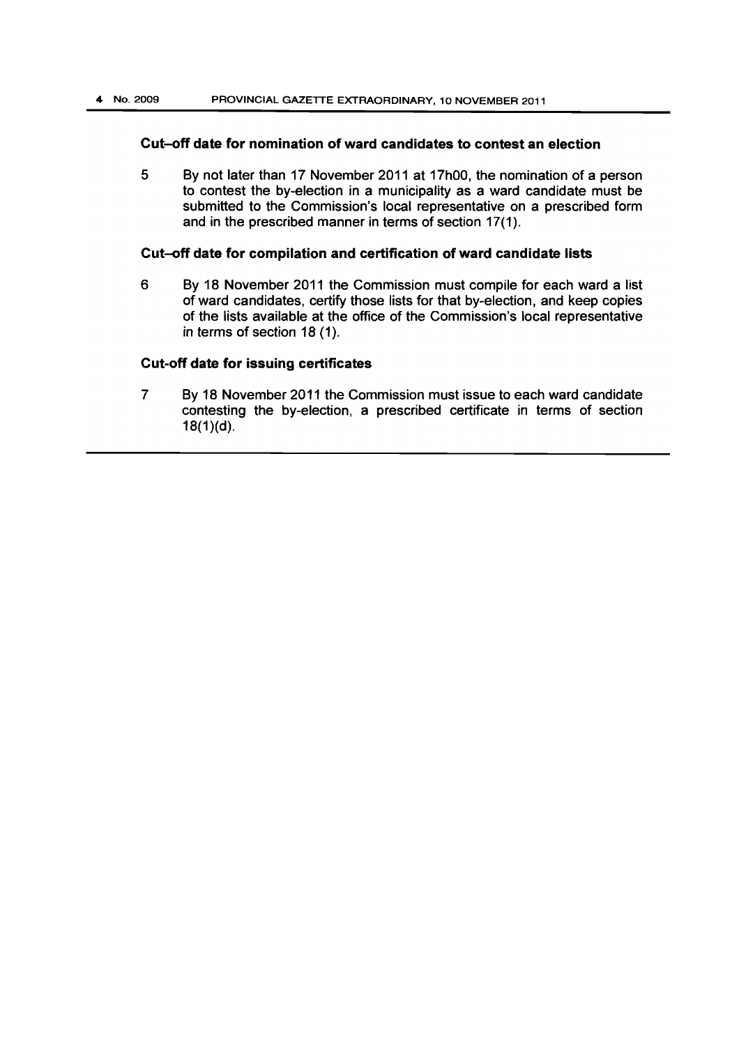### Cut–off date for nomination of ward candidates to contest an election

5 By not later than 17 November 2011 at 17h00, the nomination of a person to contest the by-election in a municipality as a ward candidate must be submitted to the Commission's local representative on a prescribed form and in the prescribed manner in terms of section 17(1).

### Cut–off date for compilation and certification of ward candidate lists

6 By 18 November 2011 the Commission must compile for each ward a list of ward candidates, certify those lists for that by-election, and keep copies of the lists available at the office of the Commission's local representative in terms of section 18 (1).

### Cut-off date for issuing certificates

7 By 18 November 2011 the Commission must issue to each ward candidate contesting the by-election, a prescribed certificate in terms of section 18(1)(d).